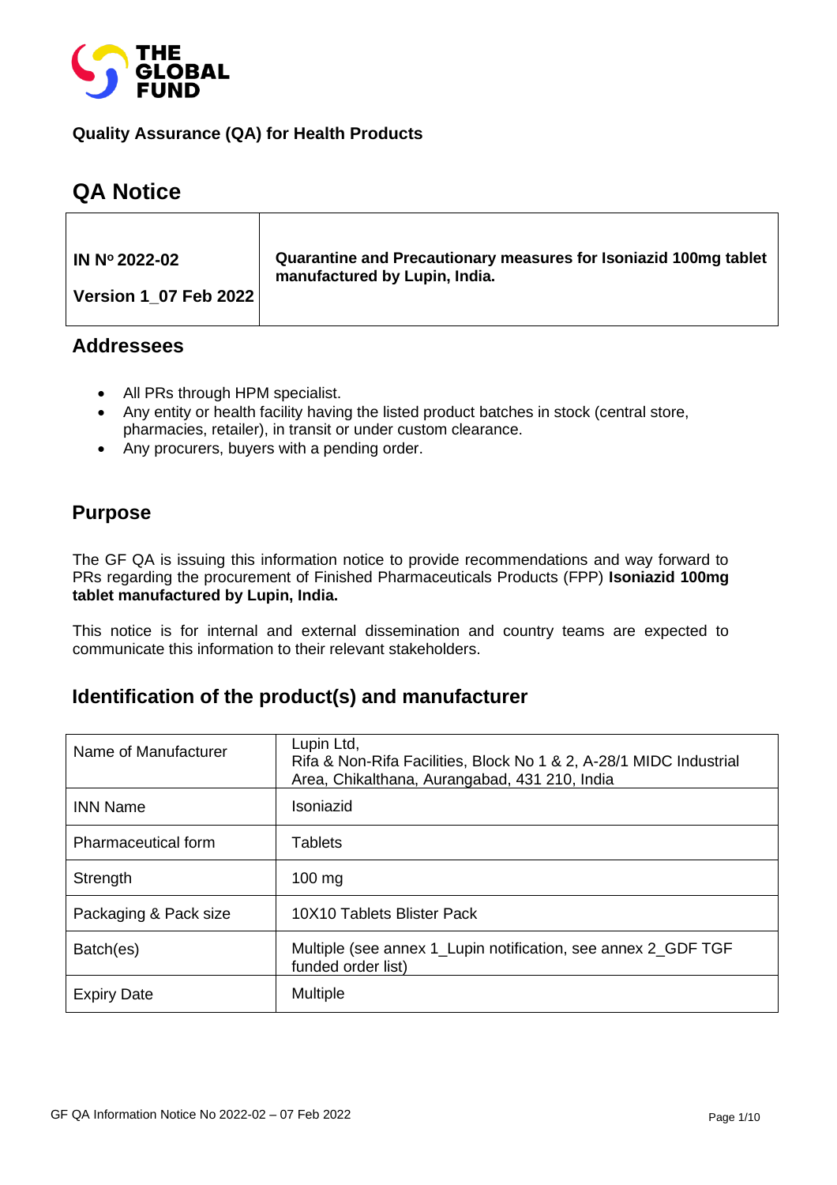THE GLOBAL FUND

**Quality Assurance (QA) for Health Products**

# QA Notice

| IN Nº 2022-02<br><br>Version 1_07 Feb 2022 | Quarantine and Precautionary measures for Isoniazid 100mg tablet manufactured by Lupin, India. |
|---|---|

## Addressees

- All PRs through HPM specialist.
- Any entity or health facility having the listed product batches in stock (central store, pharmacies, retailer), in transit or under custom clearance.
- Any procurers, buyers with a pending order.

## Purpose

The GF QA is issuing this information notice to provide recommendations and way forward to PRs regarding the procurement of Finished Pharmaceuticals Products (FPP) **Isoniazid 100mg tablet manufactured by Lupin, India.**

This notice is for internal and external dissemination and country teams are expected to communicate this information to their relevant stakeholders.

## Identification of the product(s) and manufacturer

| Name of Manufacturer | Lupin Ltd,<br>Rifa & Non-Rifa Facilities, Block No 1 & 2, A-28/1 MIDC Industrial Area, Chikalthana, Aurangabad, 431 210, India |
|---|---|
| INN Name | Isoniazid |
| Pharmaceutical form | Tablets |
| Strength | 100 mg |
| Packaging & Pack size | 10X10 Tablets Blister Pack |
| Batch(es) | Multiple (see annex 1_Lupin notification, see annex 2_GDF TGF funded order list) |
| Expiry Date | Multiple |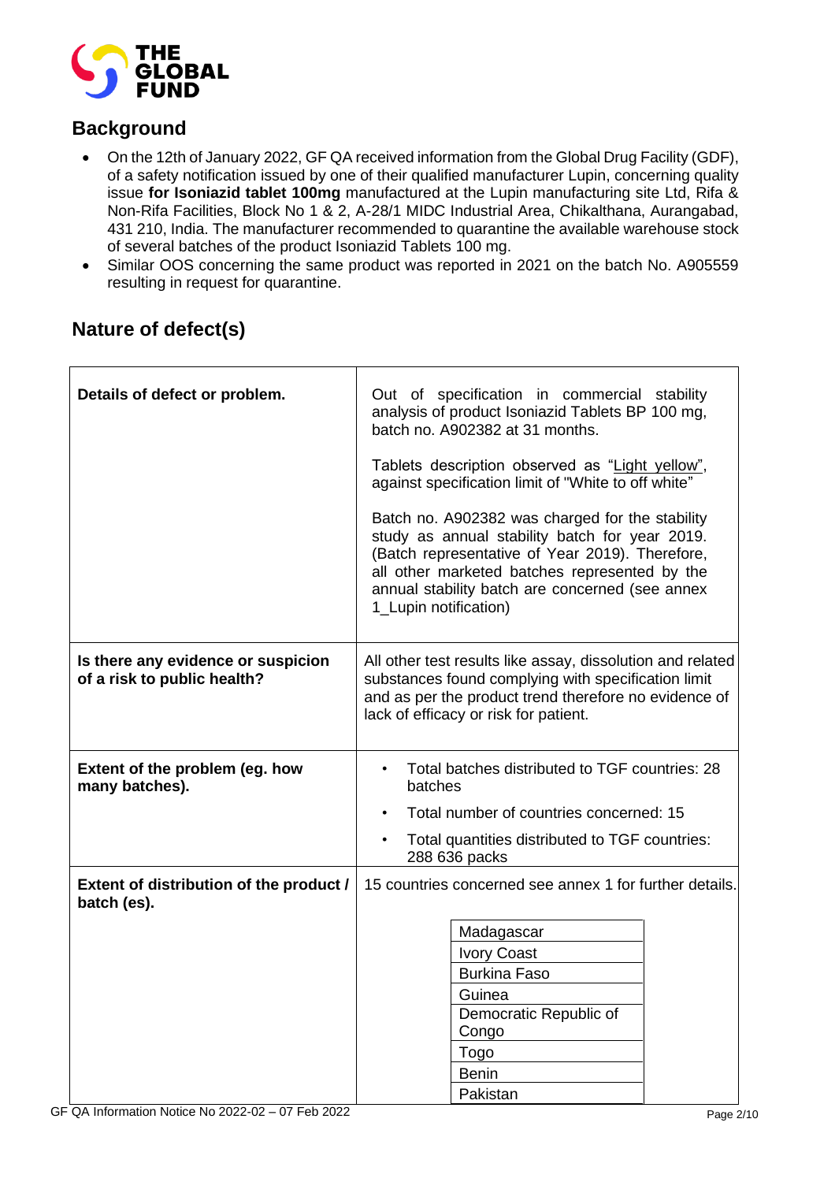## Background

- On the 12th of January 2022, GF QA received information from the Global Drug Facility (GDF), of a safety notification issued by one of their qualified manufacturer Lupin, concerning quality issue **for Isoniazid tablet 100mg** manufactured at the Lupin manufacturing site Ltd, Rifa & Non-Rifa Facilities, Block No 1 & 2, A-28/1 MIDC Industrial Area, Chikalthana, Aurangabad, 431 210, India. The manufacturer recommended to quarantine the available warehouse stock of several batches of the product Isoniazid Tablets 100 mg.
- Similar OOS concerning the same product was reported in 2021 on the batch No. A905559 resulting in request for quarantine.

## Nature of defect(s)

| | |
|---|---|
| **Details of defect or problem.** | Out of specification in commercial stability analysis of product Isoniazid Tablets BP 100 mg, batch no. A902382 at 31 months.<br><br>Tablets description observed as "Light yellow", against specification limit of "White to off white"<br><br>Batch no. A902382 was charged for the stability study as annual stability batch for year 2019. (Batch representative of Year 2019). Therefore, all other marketed batches represented by the annual stability batch are concerned (see annex 1_Lupin notification) |
| **Is there any evidence or suspicion of a risk to public health?** | All other test results like assay, dissolution and related substances found complying with specification limit and as per the product trend therefore no evidence of lack of efficacy or risk for patient. |
| **Extent of the problem (eg. how many batches).** | • Total batches distributed to TGF countries: 28 batches<br>• Total number of countries concerned: 15<br>• Total quantities distributed to TGF countries: 288 636 packs |
| **Extent of distribution of the product / batch (es).** | 15 countries concerned see annex 1 for further details.<br><br>Madagascar<br>Ivory Coast<br>Burkina Faso<br>Guinea<br>Democratic Republic of Congo<br>Togo<br>Benin<br>Pakistan |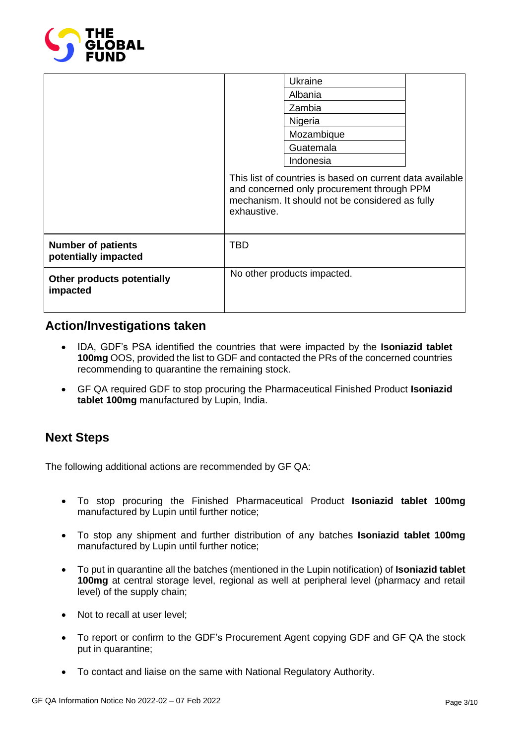| | |
|---|---|
| | Ukraine<br>Albania<br>Zambia<br>Nigeria<br>Mozambique<br>Guatemala<br>Indonesia<br><br>This list of countries is based on current data available and concerned only procurement through PPM mechanism. It should not be considered as fully exhaustive. |
| **Number of patients potentially impacted** | TBD |
| **Other products potentially impacted** | No other products impacted. |

## Action/Investigations taken

- IDA, GDF's PSA identified the countries that were impacted by the **Isoniazid tablet 100mg** OOS, provided the list to GDF and contacted the PRs of the concerned countries recommending to quarantine the remaining stock.
- GF QA required GDF to stop procuring the Pharmaceutical Finished Product **Isoniazid tablet 100mg** manufactured by Lupin, India.

## Next Steps

The following additional actions are recommended by GF QA:

- To stop procuring the Finished Pharmaceutical Product **Isoniazid tablet 100mg** manufactured by Lupin until further notice;
- To stop any shipment and further distribution of any batches **Isoniazid tablet 100mg** manufactured by Lupin until further notice;
- To put in quarantine all the batches (mentioned in the Lupin notification) of **Isoniazid tablet 100mg** at central storage level, regional as well at peripheral level (pharmacy and retail level) of the supply chain;
- Not to recall at user level;
- To report or confirm to the GDF's Procurement Agent copying GDF and GF QA the stock put in quarantine;
- To contact and liaise on the same with National Regulatory Authority.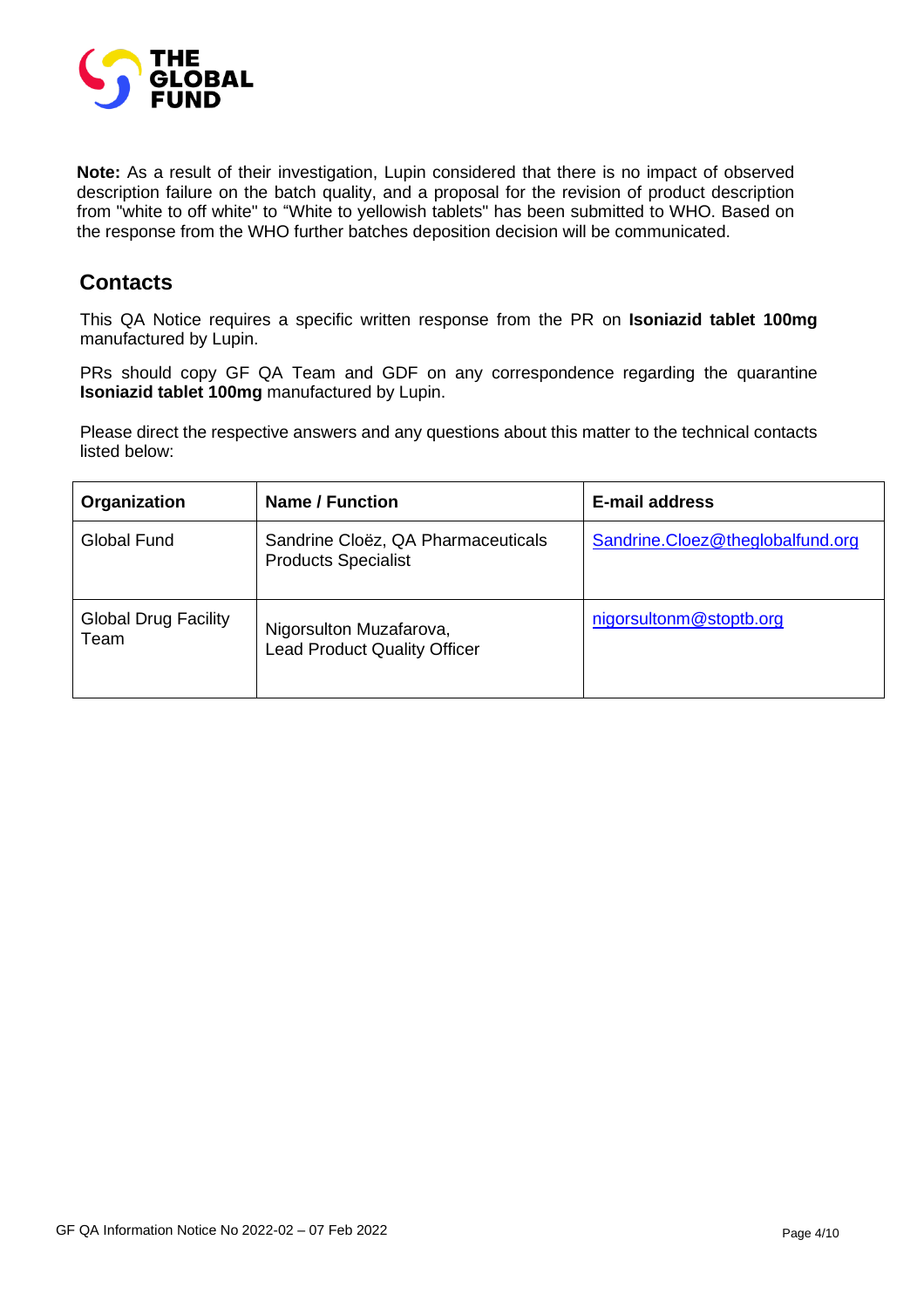**Note:** As a result of their investigation, Lupin considered that there is no impact of observed description failure on the batch quality, and a proposal for the revision of product description from "white to off white" to "White to yellowish tablets" has been submitted to WHO. Based on the response from the WHO further batches deposition decision will be communicated.

## Contacts

This QA Notice requires a specific written response from the PR on **Isoniazid tablet 100mg** manufactured by Lupin.

PRs should copy GF QA Team and GDF on any correspondence regarding the quarantine **Isoniazid tablet 100mg** manufactured by Lupin.

Please direct the respective answers and any questions about this matter to the technical contacts listed below:

| **Organization** | **Name / Function** | **E-mail address** |
|---|---|---|
| Global Fund | Sandrine Cloëz, QA Pharmaceuticals Products Specialist | Sandrine.Cloez@theglobalfund.org |
| Global Drug Facility Team | Nigorsulton Muzafarova, Lead Product Quality Officer | nigorsultonm@stoptb.org |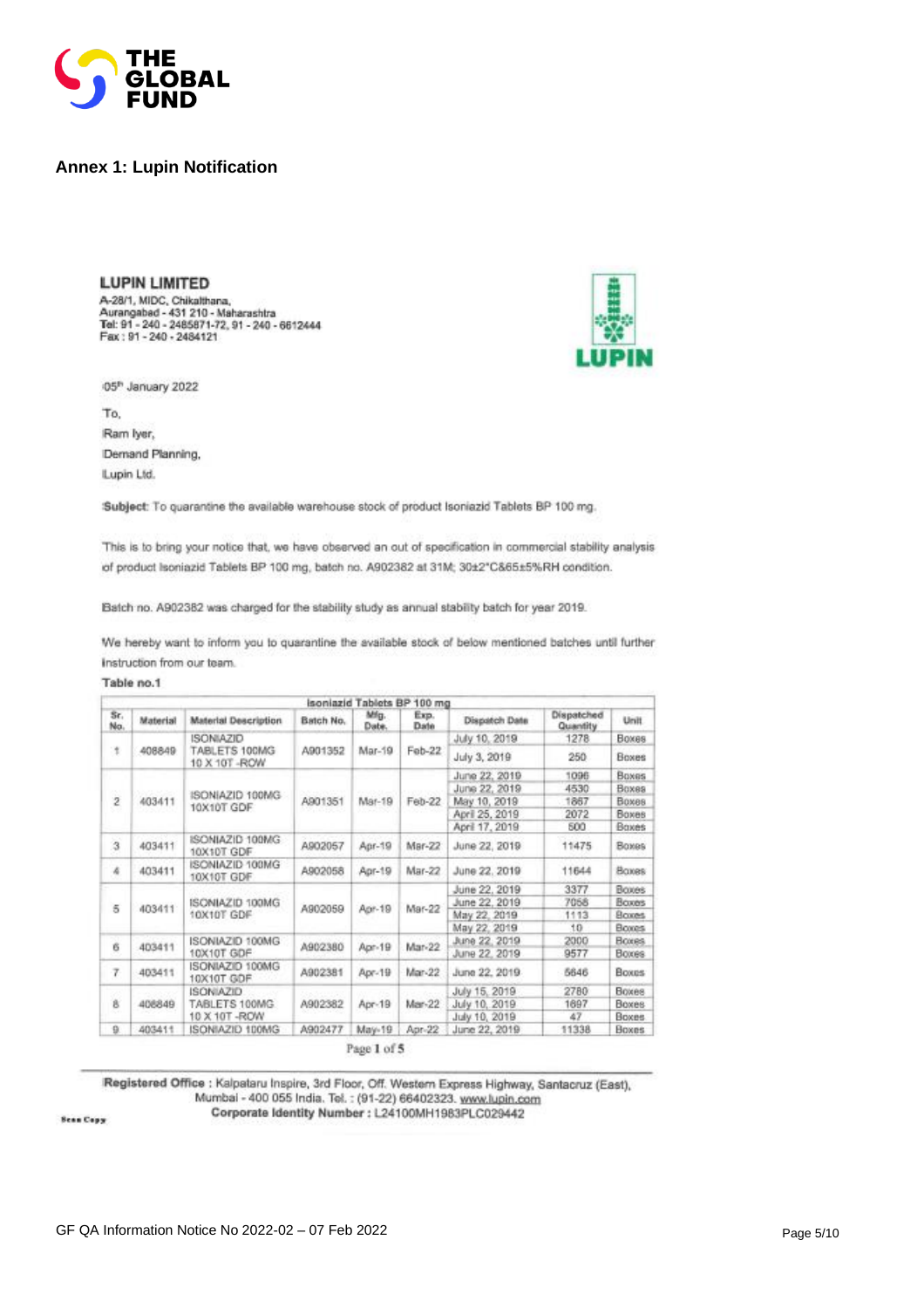## Annex 1: Lupin Notification

**LUPIN LIMITED**
A-28/1, MIDC, Chikalthana,
Aurangabad - 431 210 - Maharashtra
Tel: 91 - 240 - 2485871-72, 91 - 240 - 6612444
Fax : 91 - 240 - 2484121

LUPIN

05th January 2022

To,

Ram Iyer,

Demand Planning,

Lupin Ltd.

**Subject**: To quarantine the available warehouse stock of product Isoniazid Tablets BP 100 mg.

This is to bring your notice that, we have observed an out of specification in commercial stability analysis of product Isoniazid Tablets BP 100 mg, batch no. A902382 at 31M; 30±2°C&65±5%RH condition.

Batch no. A902382 was charged for the stability study as annual stability batch for year 2019.

We hereby want to inform you to quarantine the available stock of below mentioned batches until further instruction from our team.

**Table no.1**

| Isoniazid Tablets BP 100 mg | | | | | | | | |
|---|---|---|---|---|---|---|---|---|
| Sr. No. | Material | Material Description | Batch No. | Mfg. Date. | Exp. Date | Dispatch Date | Dispatched Quantity | Unit |
| 1 | 408849 | ISONIAZID TABLETS 100MG 10 X 10T -ROW | A901352 | Mar-19 | Feb-22 | July 10, 2019 | 1278 | Boxes |
| | | | | | | July 3, 2019 | 250 | Boxes |
| 2 | 403411 | ISONIAZID 100MG 10X10T GDF | A901351 | Mar-19 | Feb-22 | June 22, 2019 | 1096 | Boxes |
| | | | | | | June 22, 2019 | 4530 | Boxes |
| | | | | | | May 10, 2019 | 1867 | Boxes |
| | | | | | | April 25, 2019 | 2072 | Boxes |
| | | | | | | April 17, 2019 | 500 | Boxes |
| 3 | 403411 | ISONIAZID 100MG 10X10T GDF | A902057 | Apr-19 | Mar-22 | June 22, 2019 | 11475 | Boxes |
| 4 | 403411 | ISONIAZID 100MG 10X10T GDF | A902058 | Apr-19 | Mar-22 | June 22, 2019 | 11644 | Boxes |
| 5 | 403411 | ISONIAZID 100MG 10X10T GDF | A902059 | Apr-19 | Mar-22 | June 22, 2019 | 3377 | Boxes |
| | | | | | | June 22, 2019 | 7058 | Boxes |
| | | | | | | May 22, 2019 | 1113 | Boxes |
| | | | | | | May 22, 2019 | 10 | Boxes |
| 6 | 403411 | ISONIAZID 100MG 10X10T GDF | A902380 | Apr-19 | Mar-22 | June 22, 2019 | 2000 | Boxes |
| | | | | | | June 22, 2019 | 9577 | Boxes |
| 7 | 403411 | ISONIAZID 100MG 10X10T GDF | A902381 | Apr-19 | Mar-22 | June 22, 2019 | 5646 | Boxes |
| 8 | 408849 | ISONIAZID TABLETS 100MG 10 X 10T -ROW | A902382 | Apr-19 | Mar-22 | July 15, 2019 | 2780 | Boxes |
| | | | | | | July 10, 2019 | 1697 | Boxes |
| | | | | | | July 10, 2019 | 47 | Boxes |
| 9 | 403411 | ISONIAZID 100MG | A902477 | May-19 | Apr-22 | June 22, 2019 | 11338 | Boxes |

**Registered Office** : Kalpataru Inspire, 3rd Floor, Off. Western Express Highway, Santacruz (East), Mumbai - 400 055 India. Tel. : (91-22) 66402323. www.lupin.com
Corporate Identity Number : L24100MH1983PLC029442

Scan Copy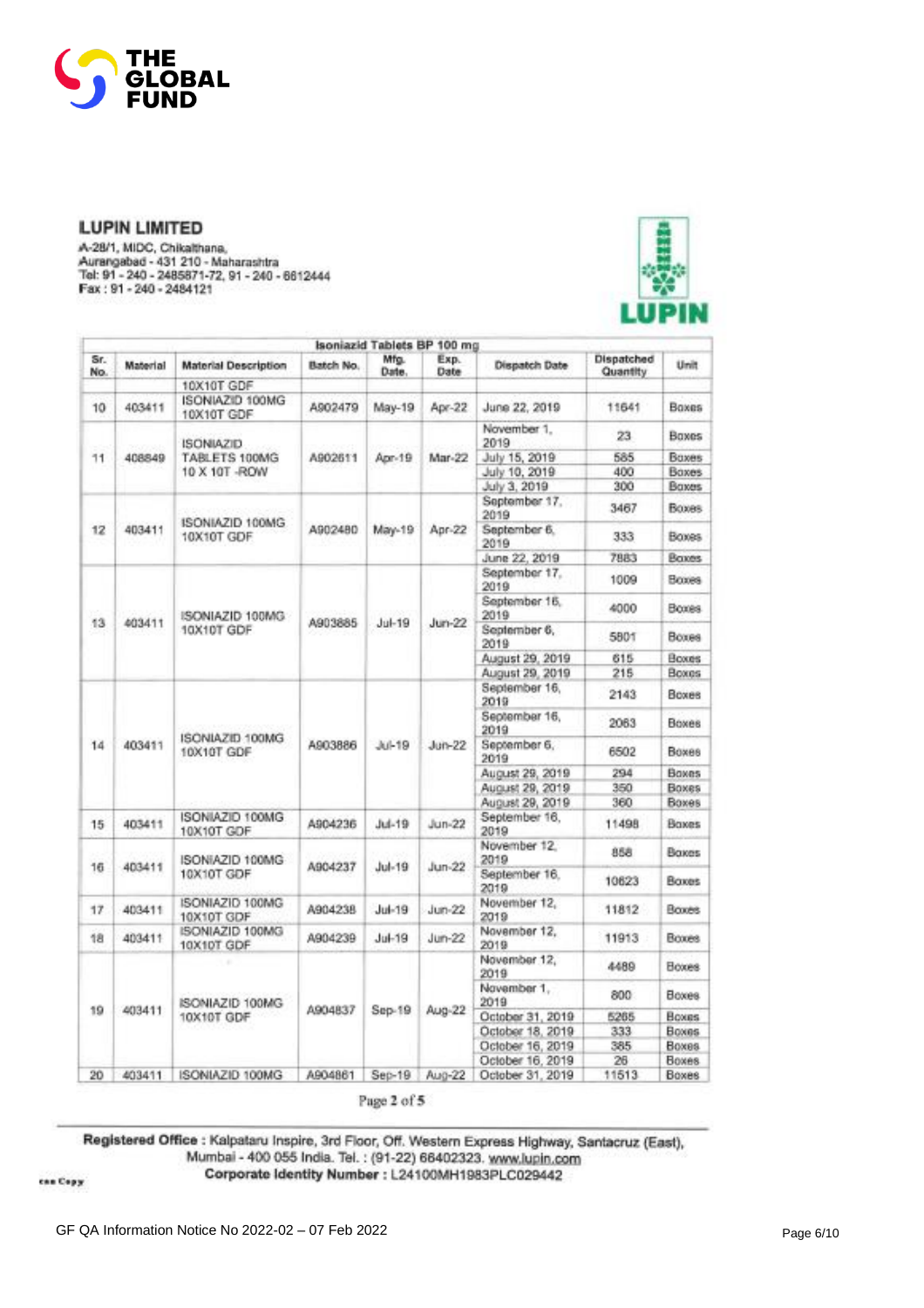THE GLOBAL FUND

**LUPIN LIMITED**

A-28/1, MIDC, Chikalthana,
Aurangabad - 431 210 - Maharashtra
Tel: 91 - 240 - 2485871-72, 91 - 240 - 6612444
Fax : 91 - 240 - 2484121

LUPIN

| Isoniazid Tablets BP 100 mg | | | | | | | | |
|---|---|---|---|---|---|---|---|---|
| Sr. No. | Material | Material Description | Batch No. | Mfg. Date. | Exp. Date | Dispatch Date | Dispatched Quantity | Unit |
| | | 10X10T GDF | | | | | | |
| 10 | 403411 | ISONIAZID 100MG 10X10T GDF | A902479 | May-19 | Apr-22 | June 22, 2019 | 11641 | Boxes |
| 11 | 408849 | ISONIAZID TABLETS 100MG 10 X 10T -ROW | A902611 | Apr-19 | Mar-22 | November 1, 2019 | 23 | Boxes |
| | | | | | | July 15, 2019 | 585 | Boxes |
| | | | | | | July 10, 2019 | 400 | Boxes |
| | | | | | | July 3, 2019 | 300 | Boxes |
| 12 | 403411 | ISONIAZID 100MG 10X10T GDF | A902480 | May-19 | Apr-22 | September 17, 2019 | 3467 | Boxes |
| | | | | | | September 6, 2019 | 333 | Boxes |
| | | | | | | June 22, 2019 | 7883 | Boxes |
| 13 | 403411 | ISONIAZID 100MG 10X10T GDF | A903885 | Jul-19 | Jun-22 | September 17, 2019 | 1009 | Boxes |
| | | | | | | September 16, 2019 | 4000 | Boxes |
| | | | | | | September 6, 2019 | 5801 | Boxes |
| | | | | | | August 29, 2019 | 615 | Boxes |
| | | | | | | August 29, 2019 | 215 | Boxes |
| 14 | 403411 | ISONIAZID 100MG 10X10T GDF | A903886 | Jul-19 | Jun-22 | September 16, 2019 | 2143 | Boxes |
| | | | | | | September 16, 2019 | 2063 | Boxes |
| | | | | | | September 6, 2019 | 6502 | Boxes |
| | | | | | | August 29, 2019 | 294 | Boxes |
| | | | | | | August 29, 2019 | 350 | Boxes |
| | | | | | | August 29, 2019 | 360 | Boxes |
| 15 | 403411 | ISONIAZID 100MG 10X10T GDF | A904236 | Jul-19 | Jun-22 | September 16, 2019 | 11498 | Boxes |
| 16 | 403411 | ISONIAZID 100MG 10X10T GDF | A904237 | Jul-19 | Jun-22 | November 12, 2019 | 858 | Boxes |
| | | | | | | September 16, 2019 | 10623 | Boxes |
| 17 | 403411 | ISONIAZID 100MG 10X10T GDF | A904238 | Jul-19 | Jun-22 | November 12, 2019 | 11812 | Boxes |
| 18 | 403411 | ISONIAZID 100MG 10X10T GDF | A904239 | Jul-19 | Jun-22 | November 12, 2019 | 11913 | Boxes |
| 19 | 403411 | ISONIAZID 100MG 10X10T GDF | A904837 | Sep-19 | Aug-22 | November 12, 2019 | 4489 | Boxes |
| | | | | | | November 1, 2019 | 800 | Boxes |
| | | | | | | October 31, 2019 | 5265 | Boxes |
| | | | | | | October 18, 2019 | 333 | Boxes |
| | | | | | | October 16, 2019 | 385 | Boxes |
| | | | | | | October 16, 2019 | 26 | Boxes |
| 20 | 403411 | ISONIAZID 100MG | A904861 | Sep-19 | Aug-22 | October 31, 2019 | 11513 | Boxes |

Page 2 of 5

**Registered Office :** Kalpataru Inspire, 3rd Floor, Off. Western Express Highway, Santacruz (East), Mumbai - 400 055 India. Tel. : (91-22) 66402323. www.lupin.com
**Corporate Identity Number :** L24100MH1983PLC029442

GF QA Information Notice No 2022-02 – 07 Feb 2022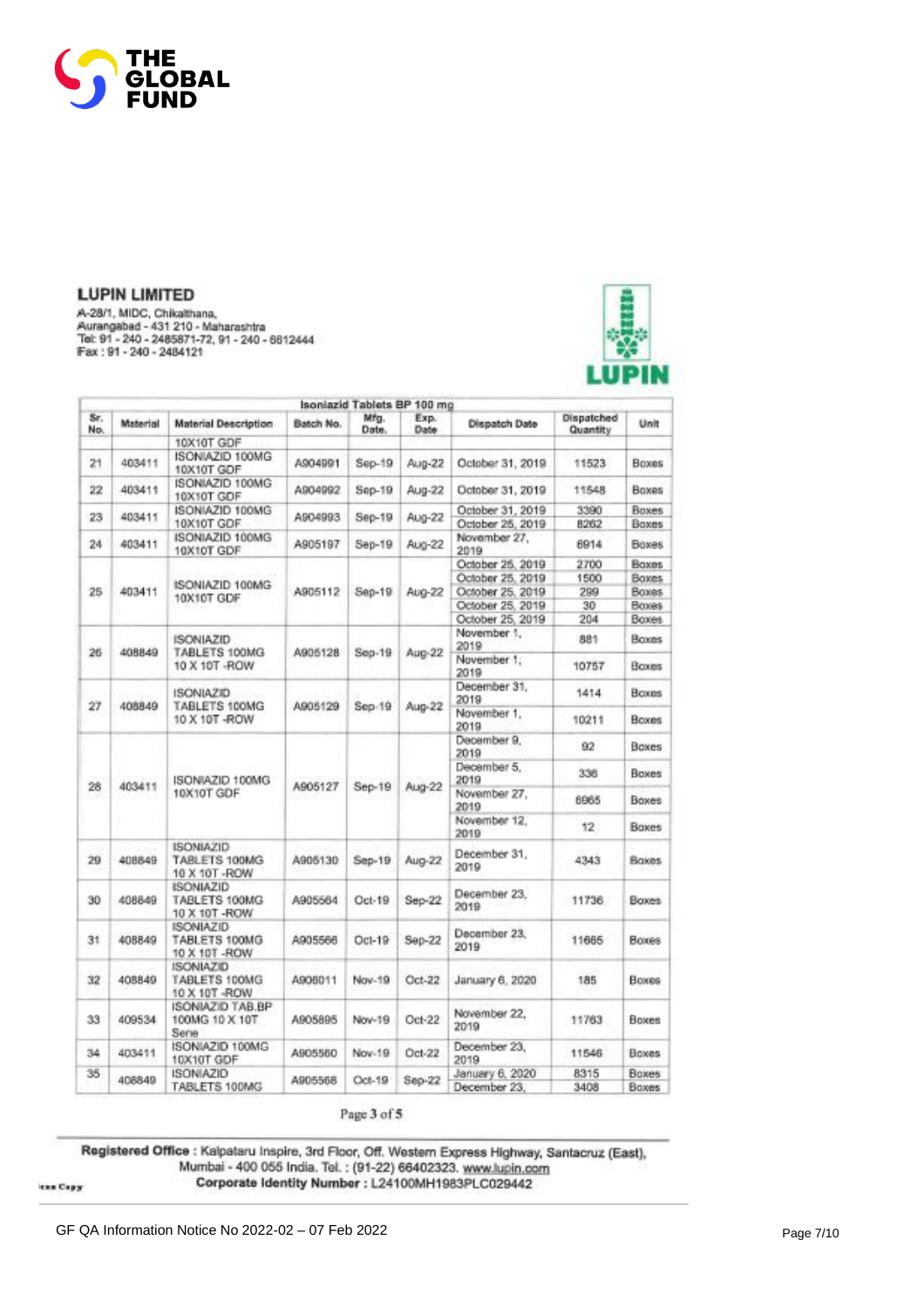**LUPIN LIMITED**

A-28/1, MIDC, Chikalthana,
Aurangabad - 431 210 - Maharashtra
Tel: 91 - 240 - 2485871-72, 91 - 240 - 6612444
Fax : 91 - 240 - 2484121

LUPIN

| Isoniazid Tablets BP 100 mg | | | | | | | | |
|---|---|---|---|---|---|---|---|---|
| Sr. No. | Material | Material Description | Batch No. | Mfg. Date. | Exp. Date | Dispatch Date | Dispatched Quantity | Unit |
| | | 10X10T GDF | | | | | | |
| 21 | 403411 | ISONIAZID 100MG 10X10T GDF | A904991 | Sep-19 | Aug-22 | October 31, 2019 | 11523 | Boxes |
| 22 | 403411 | ISONIAZID 100MG 10X10T GDF | A904992 | Sep-19 | Aug-22 | October 31, 2019 | 11548 | Boxes |
| 23 | 403411 | ISONIAZID 100MG 10X10T GDF | A904993 | Sep-19 | Aug-22 | October 31, 2019 | 3390 | Boxes |
| | | | | | | October 25, 2019 | 8262 | Boxes |
| 24 | 403411 | ISONIAZID 100MG 10X10T GDF | A905197 | Sep-19 | Aug-22 | November 27, 2019 | 6914 | Boxes |
| 25 | 403411 | ISONIAZID 100MG 10X10T GDF | A905112 | Sep-19 | Aug-22 | October 25, 2019 | 2700 | Boxes |
| | | | | | | October 25, 2019 | 1500 | Boxes |
| | | | | | | October 25, 2019 | 299 | Boxes |
| | | | | | | October 25, 2019 | 30 | Boxes |
| | | | | | | October 25, 2019 | 204 | Boxes |
| 26 | 408849 | ISONIAZID TABLETS 100MG 10 X 10T -ROW | A905128 | Sep-19 | Aug-22 | November 1, 2019 | 881 | Boxes |
| | | | | | | November 1, 2019 | 10757 | Boxes |
| 27 | 408849 | ISONIAZID TABLETS 100MG 10 X 10T -ROW | A905129 | Sep-19 | Aug-22 | December 31, 2019 | 1414 | Boxes |
| | | | | | | November 1, 2019 | 10211 | Boxes |
| 28 | 403411 | ISONIAZID 100MG 10X10T GDF | A905127 | Sep-19 | Aug-22 | December 9, 2019 | 92 | Boxes |
| | | | | | | December 5, 2019 | 336 | Boxes |
| | | | | | | November 27, 2019 | 6965 | Boxes |
| | | | | | | November 12, 2019 | 12 | Boxes |
| 29 | 408849 | ISONIAZID TABLETS 100MG 10 X 10T -ROW | A905130 | Sep-19 | Aug-22 | December 31, 2019 | 4343 | Boxes |
| 30 | 408849 | ISONIAZID TABLETS 100MG 10 X 10T -ROW | A905564 | Oct-19 | Sep-22 | December 23, 2019 | 11736 | Boxes |
| 31 | 408849 | ISONIAZID TABLETS 100MG 10 X 10T -ROW | A905566 | Oct-19 | Sep-22 | December 23, 2019 | 11665 | Boxes |
| 32 | 408849 | ISONIAZID TABLETS 100MG 10 X 10T -ROW | A906011 | Nov-19 | Oct-22 | January 6, 2020 | 185 | Boxes |
| 33 | 409534 | ISONIAZID TAB.BP 100MG 10 X 10T Sene | A905895 | Nov-19 | Oct-22 | November 22, 2019 | 11763 | Boxes |
| 34 | 403411 | ISONIAZID 100MG 10X10T GDF | A905560 | Nov-19 | Oct-22 | December 23, 2019 | 11546 | Boxes |
| 35 | 408849 | ISONIAZID TABLETS 100MG | A905568 | Oct-19 | Sep-22 | January 6, 2020 | 8315 | Boxes |
| | | | | | | December 23, | 3408 | Boxes |

**Registered Office** : Kalpataru Inspire, 3rd Floor, Off. Western Express Highway, Santacruz (East), Mumbai - 400 055 India. Tel. : (91-22) 66402323. www.lupin.com
**Corporate Identity Number** : L24100MH1983PLC029442

GF QA Information Notice No 2022-02 – 07 Feb 2022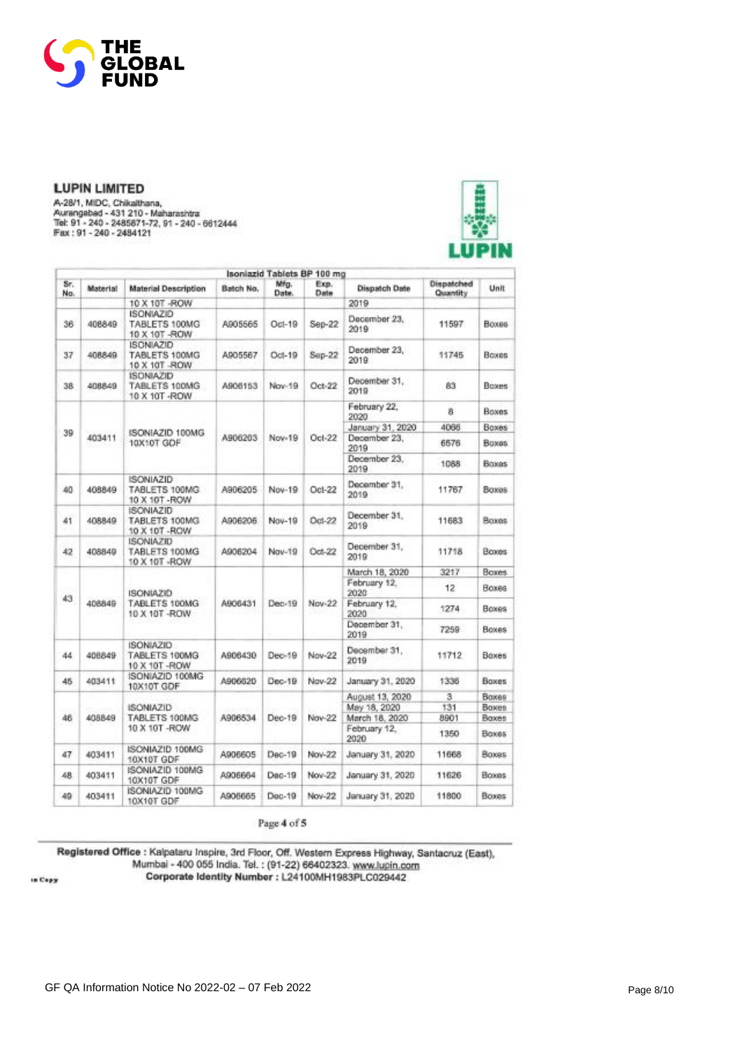**LUPIN LIMITED**
A-28/1, MIDC, Chikalthana,
Aurangabad - 431 210 - Maharashtra
Tel: 91 - 240 - 2485871-72, 91 - 240 - 6612444
Fax : 91 - 240 - 2484121

**LUPIN**

| Isoniazid Tablets BP 100 mg | | | | | | | | |
|---|---|---|---|---|---|---|---|---|
| Sr. No. | Material | Material Description | Batch No. | Mfg. Date. | Exp. Date | Dispatch Date | Dispatched Quantity | Unit |
| | | 10 X 10T -ROW | | | | 2019 | | |
| 36 | 408849 | ISONIAZID TABLETS 100MG 10 X 10T -ROW | A905565 | Oct-19 | Sep-22 | December 23, 2019 | 11597 | Boxes |
| 37 | 408849 | ISONIAZID TABLETS 100MG 10 X 10T -ROW | A905567 | Oct-19 | Sep-22 | December 23, 2019 | 11745 | Boxes |
| 38 | 408849 | ISONIAZID TABLETS 100MG 10 X 10T -ROW | A906153 | Nov-19 | Oct-22 | December 31, 2019 | 83 | Boxes |
| 39 | 403411 | ISONIAZID 100MG 10X10T GDF | A906203 | Nov-19 | Oct-22 | February 22, 2020 | 8 | Boxes |
| | | | | | | January 31, 2020 | 4066 | Boxes |
| | | | | | | December 23, 2019 | 6576 | Boxes |
| | | | | | | December 23, 2019 | 1068 | Boxes |
| 40 | 408849 | ISONIAZID TABLETS 100MG 10 X 10T -ROW | A906205 | Nov-19 | Oct-22 | December 31, 2019 | 11767 | Boxes |
| 41 | 408849 | ISONIAZID TABLETS 100MG 10 X 10T -ROW | A906206 | Nov-19 | Oct-22 | December 31, 2019 | 11683 | Boxes |
| 42 | 408849 | ISONIAZID TABLETS 100MG 10 X 10T -ROW | A906204 | Nov-19 | Oct-22 | December 31, 2019 | 11718 | Boxes |
| 43 | 408849 | ISONIAZID TABLETS 100MG 10 X 10T -ROW | A906431 | Dec-19 | Nov-22 | March 18, 2020 | 3217 | Boxes |
| | | | | | | February 12, 2020 | 12 | Boxes |
| | | | | | | February 12, 2020 | 1274 | Boxes |
| | | | | | | December 31, 2019 | 7259 | Boxes |
| 44 | 408849 | ISONIAZID TABLETS 100MG 10 X 10T -ROW | A906430 | Dec-19 | Nov-22 | December 31, 2019 | 11712 | Boxes |
| 45 | 403411 | ISONIAZID 100MG 10X10T GDF | A906620 | Dec-19 | Nov-22 | January 31, 2020 | 1336 | Boxes |
| 46 | 408849 | ISONIAZID TABLETS 100MG 10 X 10T -ROW | A906534 | Dec-19 | Nov-22 | August 13, 2020 | 3 | Boxes |
| | | | | | | May 18, 2020 | 131 | Boxes |
| | | | | | | March 18, 2020 | 8901 | Boxes |
| | | | | | | February 12, 2020 | 1350 | Boxes |
| 47 | 403411 | ISONIAZID 100MG 10X10T GDF | A906605 | Dec-19 | Nov-22 | January 31, 2020 | 11668 | Boxes |
| 48 | 403411 | ISONIAZID 100MG 10X10T GDF | A906664 | Dec-19 | Nov-22 | January 31, 2020 | 11626 | Boxes |
| 49 | 403411 | ISONIAZID 100MG 10X10T GDF | A906665 | Dec-19 | Nov-22 | January 31, 2020 | 11800 | Boxes |

**Registered Office** : Kalpataru Inspire, 3rd Floor, Off. Western Express Highway, Santacruz (East), Mumbai - 400 055 India. Tel. : (91-22) 66402323. www.lupin.com
**Corporate Identity Number** : L24100MH1983PLC029442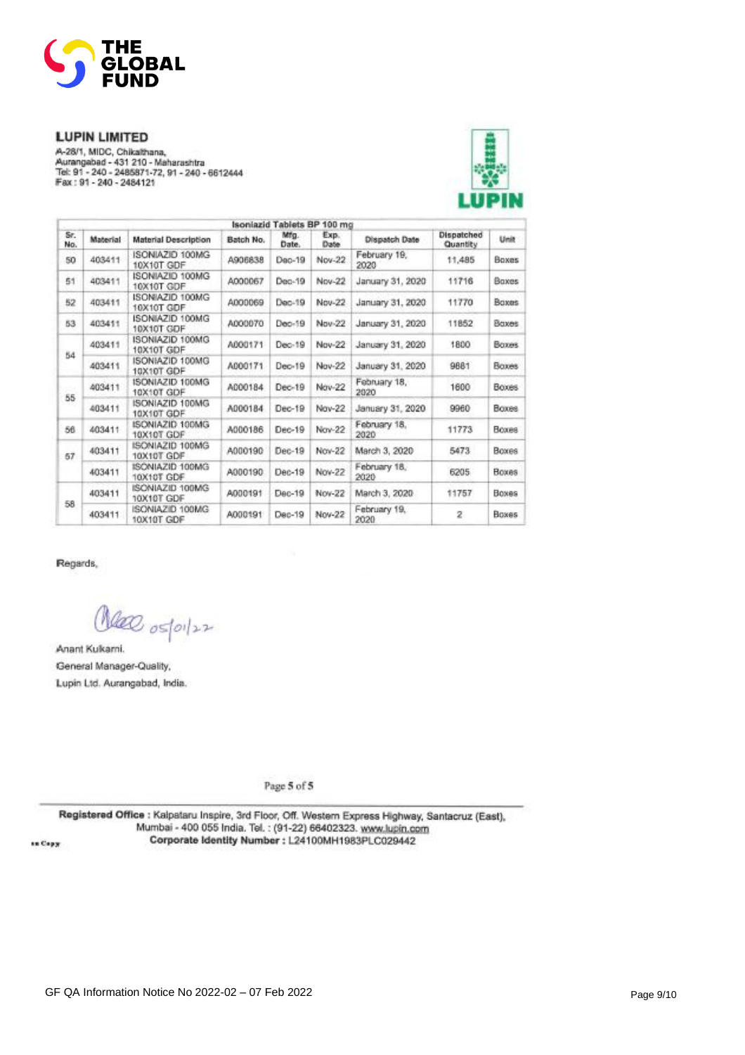**LUPIN LIMITED**

A-28/1, MIDC, Chikalthana,
Aurangabad - 431 210 - Maharashtra
Tel: 91 - 240 - 2485871-72, 91 - 240 - 6612444
Fax : 91 - 240 - 2484121

LUPIN

| Isoniazid Tablets BP 100 mg | | | | | | | | |
|---|---|---|---|---|---|---|---|---|
| Sr. No. | Material | Material Description | Batch No. | Mfg. Date. | Exp. Date | Dispatch Date | Dispatched Quantity | Unit |
| 50 | 403411 | ISONIAZID 100MG 10X10T GDF | A906838 | Dec-19 | Nov-22 | February 19, 2020 | 11,485 | Boxes |
| 51 | 403411 | ISONIAZID 100MG 10X10T GDF | A000067 | Dec-19 | Nov-22 | January 31, 2020 | 11716 | Boxes |
| 52 | 403411 | ISONIAZID 100MG 10X10T GDF | A000069 | Dec-19 | Nov-22 | January 31, 2020 | 11770 | Boxes |
| 53 | 403411 | ISONIAZID 100MG 10X10T GDF | A000070 | Dec-19 | Nov-22 | January 31, 2020 | 11852 | Boxes |
| 54 | 403411 | ISONIAZID 100MG 10X10T GDF | A000171 | Dec-19 | Nov-22 | January 31, 2020 | 1800 | Boxes |
| | 403411 | ISONIAZID 100MG 10X10T GDF | A000171 | Dec-19 | Nov-22 | January 31, 2020 | 9881 | Boxes |
| 55 | 403411 | ISONIAZID 100MG 10X10T GDF | A000184 | Dec-19 | Nov-22 | February 18, 2020 | 1600 | Boxes |
| | 403411 | ISONIAZID 100MG 10X10T GDF | A000184 | Dec-19 | Nov-22 | January 31, 2020 | 9960 | Boxes |
| 56 | 403411 | ISONIAZID 100MG 10X10T GDF | A000186 | Dec-19 | Nov-22 | February 18, 2020 | 11773 | Boxes |
| 57 | 403411 | ISONIAZID 100MG 10X10T GDF | A000190 | Dec-19 | Nov-22 | March 3, 2020 | 5473 | Boxes |
| | 403411 | ISONIAZID 100MG 10X10T GDF | A000190 | Dec-19 | Nov-22 | February 18, 2020 | 6205 | Boxes |
| 58 | 403411 | ISONIAZID 100MG 10X10T GDF | A000191 | Dec-19 | Nov-22 | March 3, 2020 | 11757 | Boxes |
| | 403411 | ISONIAZID 100MG 10X10T GDF | A000191 | Dec-19 | Nov-22 | February 19, 2020 | 2 | Boxes |

Regards,

05/01/22

Anant Kulkarni.
General Manager-Quality,
Lupin Ltd. Aurangabad, India.

**Registered Office** : Kalpataru Inspire, 3rd Floor, Off. Western Express Highway, Santacruz (East), Mumbai - 400 055 India. Tel. : (91-22) 66402323. www.lupin.com
**Corporate Identity Number** : L24100MH1983PLC029442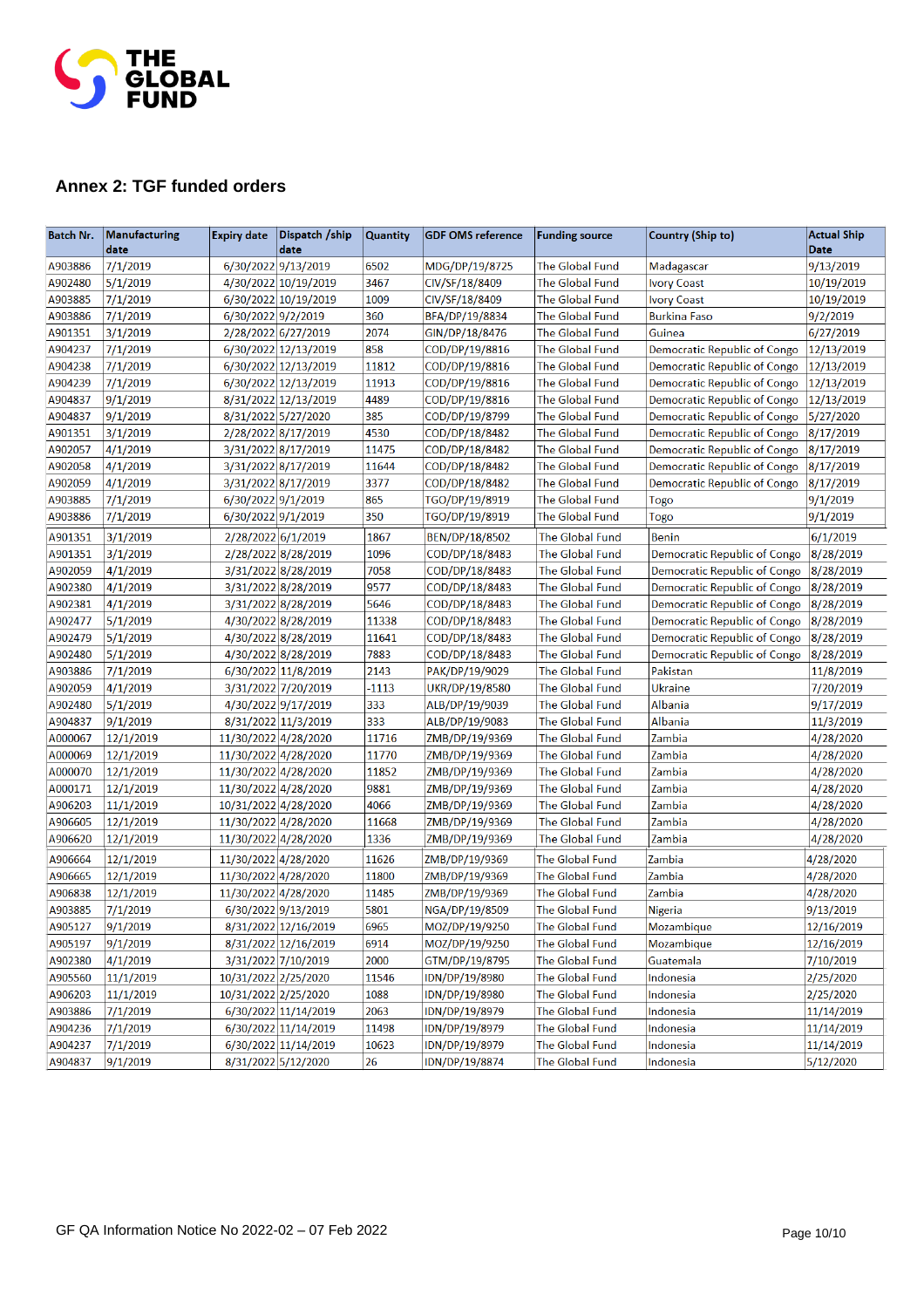## Annex 2: TGF funded orders

| Batch Nr. | Manufacturing date | Expiry date | Dispatch /ship date | Quantity | GDF OMS reference | Funding source | Country (Ship to) | Actual Ship Date |
|---|---|---|---|---|---|---|---|---|
| A903886 | 7/1/2019 | 6/30/2022 | 9/13/2019 | 6502 | MDG/DP/19/8725 | The Global Fund | Madagascar | 9/13/2019 |
| A902480 | 5/1/2019 | 4/30/2022 | 10/19/2019 | 3467 | CIV/SF/18/8409 | The Global Fund | Ivory Coast | 10/19/2019 |
| A903885 | 7/1/2019 | 6/30/2022 | 10/19/2019 | 1009 | CIV/SF/18/8409 | The Global Fund | Ivory Coast | 10/19/2019 |
| A903886 | 7/1/2019 | 6/30/2022 | 9/2/2019 | 360 | BFA/DP/19/8834 | The Global Fund | Burkina Faso | 9/2/2019 |
| A901351 | 3/1/2019 | 2/28/2022 | 6/27/2019 | 2074 | GIN/DP/18/8476 | The Global Fund | Guinea | 6/27/2019 |
| A904237 | 7/1/2019 | 6/30/2022 | 12/13/2019 | 858 | COD/DP/19/8816 | The Global Fund | Democratic Republic of Congo | 12/13/2019 |
| A904238 | 7/1/2019 | 6/30/2022 | 12/13/2019 | 11812 | COD/DP/19/8816 | The Global Fund | Democratic Republic of Congo | 12/13/2019 |
| A904239 | 7/1/2019 | 6/30/2022 | 12/13/2019 | 11913 | COD/DP/19/8816 | The Global Fund | Democratic Republic of Congo | 12/13/2019 |
| A904837 | 9/1/2019 | 8/31/2022 | 12/13/2019 | 4489 | COD/DP/19/8816 | The Global Fund | Democratic Republic of Congo | 12/13/2019 |
| A904837 | 9/1/2019 | 8/31/2022 | 5/27/2020 | 385 | COD/DP/19/8799 | The Global Fund | Democratic Republic of Congo | 5/27/2020 |
| A901351 | 3/1/2019 | 2/28/2022 | 8/17/2019 | 4530 | COD/DP/18/8482 | The Global Fund | Democratic Republic of Congo | 8/17/2019 |
| A902057 | 4/1/2019 | 3/31/2022 | 8/17/2019 | 11475 | COD/DP/18/8482 | The Global Fund | Democratic Republic of Congo | 8/17/2019 |
| A902058 | 4/1/2019 | 3/31/2022 | 8/17/2019 | 11644 | COD/DP/18/8482 | The Global Fund | Democratic Republic of Congo | 8/17/2019 |
| A902059 | 4/1/2019 | 3/31/2022 | 8/17/2019 | 3377 | COD/DP/18/8482 | The Global Fund | Democratic Republic of Congo | 8/17/2019 |
| A903885 | 7/1/2019 | 6/30/2022 | 9/1/2019 | 865 | TGO/DP/19/8919 | The Global Fund | Togo | 9/1/2019 |
| A903886 | 7/1/2019 | 6/30/2022 | 9/1/2019 | 350 | TGO/DP/19/8919 | The Global Fund | Togo | 9/1/2019 |
| A901351 | 3/1/2019 | 2/28/2022 | 6/1/2019 | 1867 | BEN/DP/18/8502 | The Global Fund | Benin | 6/1/2019 |
| A901351 | 3/1/2019 | 2/28/2022 | 8/28/2019 | 1096 | COD/DP/18/8483 | The Global Fund | Democratic Republic of Congo | 8/28/2019 |
| A902059 | 4/1/2019 | 3/31/2022 | 8/28/2019 | 7058 | COD/DP/18/8483 | The Global Fund | Democratic Republic of Congo | 8/28/2019 |
| A902380 | 4/1/2019 | 3/31/2022 | 8/28/2019 | 9577 | COD/DP/18/8483 | The Global Fund | Democratic Republic of Congo | 8/28/2019 |
| A902381 | 4/1/2019 | 3/31/2022 | 8/28/2019 | 5646 | COD/DP/18/8483 | The Global Fund | Democratic Republic of Congo | 8/28/2019 |
| A902477 | 5/1/2019 | 4/30/2022 | 8/28/2019 | 11338 | COD/DP/18/8483 | The Global Fund | Democratic Republic of Congo | 8/28/2019 |
| A902479 | 5/1/2019 | 4/30/2022 | 8/28/2019 | 11641 | COD/DP/18/8483 | The Global Fund | Democratic Republic of Congo | 8/28/2019 |
| A902480 | 5/1/2019 | 4/30/2022 | 8/28/2019 | 7883 | COD/DP/18/8483 | The Global Fund | Democratic Republic of Congo | 8/28/2019 |
| A903886 | 7/1/2019 | 6/30/2022 | 11/8/2019 | 2143 | PAK/DP/19/9029 | The Global Fund | Pakistan | 11/8/2019 |
| A902059 | 4/1/2019 | 3/31/2022 | 7/20/2019 | -1113 | UKR/DP/19/8580 | The Global Fund | Ukraine | 7/20/2019 |
| A902480 | 5/1/2019 | 4/30/2022 | 9/17/2019 | 333 | ALB/DP/19/9039 | The Global Fund | Albania | 9/17/2019 |
| A904837 | 9/1/2019 | 8/31/2022 | 11/3/2019 | 333 | ALB/DP/19/9083 | The Global Fund | Albania | 11/3/2019 |
| A000067 | 12/1/2019 | 11/30/2022 | 4/28/2020 | 11716 | ZMB/DP/19/9369 | The Global Fund | Zambia | 4/28/2020 |
| A000069 | 12/1/2019 | 11/30/2022 | 4/28/2020 | 11770 | ZMB/DP/19/9369 | The Global Fund | Zambia | 4/28/2020 |
| A000070 | 12/1/2019 | 11/30/2022 | 4/28/2020 | 11852 | ZMB/DP/19/9369 | The Global Fund | Zambia | 4/28/2020 |
| A000171 | 12/1/2019 | 11/30/2022 | 4/28/2020 | 9881 | ZMB/DP/19/9369 | The Global Fund | Zambia | 4/28/2020 |
| A906203 | 11/1/2019 | 10/31/2022 | 4/28/2020 | 4066 | ZMB/DP/19/9369 | The Global Fund | Zambia | 4/28/2020 |
| A906605 | 12/1/2019 | 11/30/2022 | 4/28/2020 | 11668 | ZMB/DP/19/9369 | The Global Fund | Zambia | 4/28/2020 |
| A906620 | 12/1/2019 | 11/30/2022 | 4/28/2020 | 1336 | ZMB/DP/19/9369 | The Global Fund | Zambia | 4/28/2020 |
| A906664 | 12/1/2019 | 11/30/2022 | 4/28/2020 | 11626 | ZMB/DP/19/9369 | The Global Fund | Zambia | 4/28/2020 |
| A906665 | 12/1/2019 | 11/30/2022 | 4/28/2020 | 11800 | ZMB/DP/19/9369 | The Global Fund | Zambia | 4/28/2020 |
| A906838 | 12/1/2019 | 11/30/2022 | 4/28/2020 | 11485 | ZMB/DP/19/9369 | The Global Fund | Zambia | 4/28/2020 |
| A903885 | 7/1/2019 | 6/30/2022 | 9/13/2019 | 5801 | NGA/DP/19/8509 | The Global Fund | Nigeria | 9/13/2019 |
| A905127 | 9/1/2019 | 8/31/2022 | 12/16/2019 | 6965 | MOZ/DP/19/9250 | The Global Fund | Mozambique | 12/16/2019 |
| A905197 | 9/1/2019 | 8/31/2022 | 12/16/2019 | 6914 | MOZ/DP/19/9250 | The Global Fund | Mozambique | 12/16/2019 |
| A902380 | 4/1/2019 | 3/31/2022 | 7/10/2019 | 2000 | GTM/DP/19/8795 | The Global Fund | Guatemala | 7/10/2019 |
| A905560 | 11/1/2019 | 10/31/2022 | 2/25/2020 | 11546 | IDN/DP/19/8980 | The Global Fund | Indonesia | 2/25/2020 |
| A906203 | 11/1/2019 | 10/31/2022 | 2/25/2020 | 1088 | IDN/DP/19/8980 | The Global Fund | Indonesia | 2/25/2020 |
| A903886 | 7/1/2019 | 6/30/2022 | 11/14/2019 | 2063 | IDN/DP/19/8979 | The Global Fund | Indonesia | 11/14/2019 |
| A904236 | 7/1/2019 | 6/30/2022 | 11/14/2019 | 11498 | IDN/DP/19/8979 | The Global Fund | Indonesia | 11/14/2019 |
| A904237 | 7/1/2019 | 6/30/2022 | 11/14/2019 | 10623 | IDN/DP/19/8979 | The Global Fund | Indonesia | 11/14/2019 |
| A904837 | 9/1/2019 | 8/31/2022 | 5/12/2020 | 26 | IDN/DP/19/8874 | The Global Fund | Indonesia | 5/12/2020 |